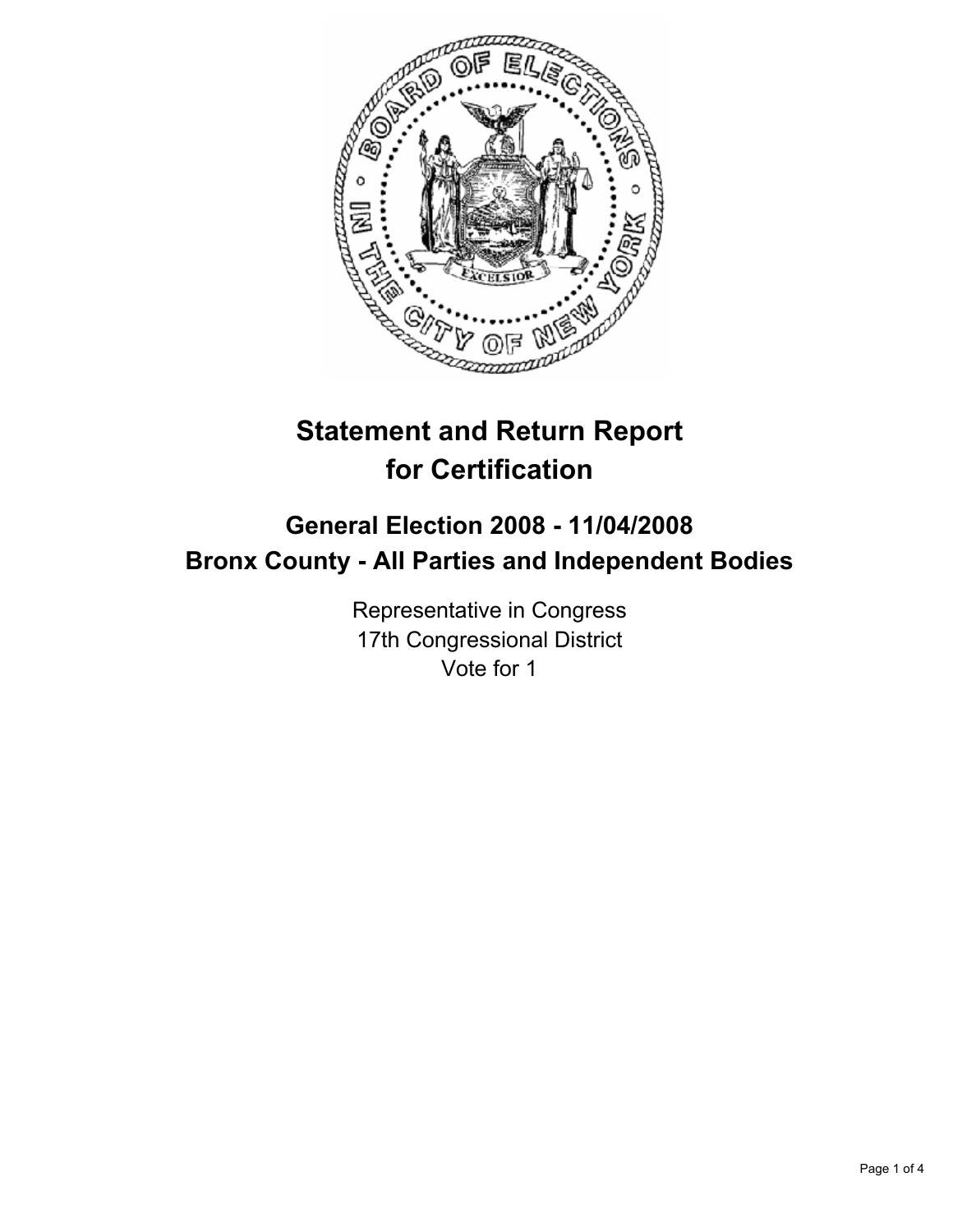# Statement and Return Report for Certification

## General Election 2008 - 11/04/2008
## Bronx County - All Parties and Independent Bodies

Representative in Congress
17th Congressional District
Vote for 1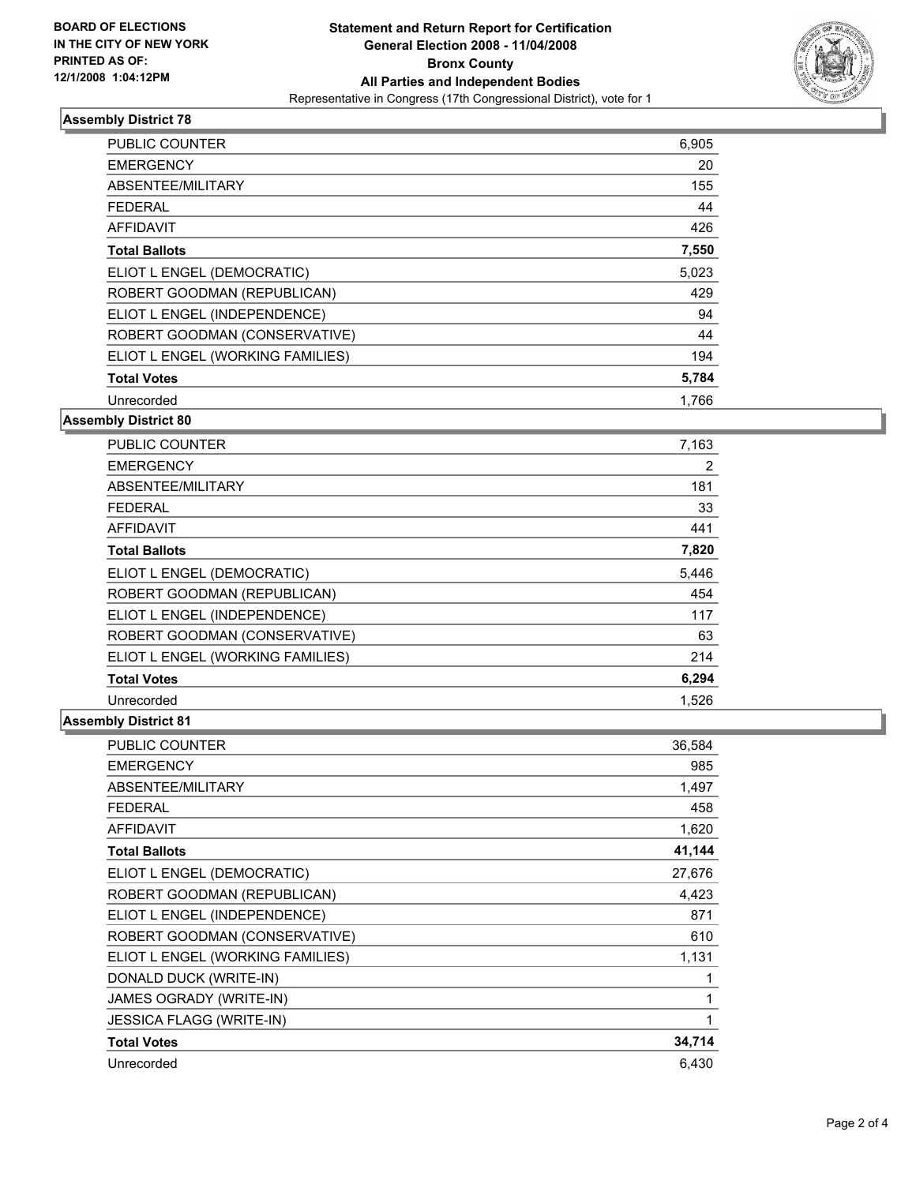BOARD OF ELECTIONS
IN THE CITY OF NEW YORK
PRINTED AS OF:
12/1/2008 1:04:12PM

# Statement and Return Report for Certification
## General Election 2008 - 11/04/2008
## Bronx County
## All Parties and Independent Bodies
Representative in Congress (17th Congressional District), vote for 1

### Assembly District 78

| | |
|---|---|
| PUBLIC COUNTER | 6,905 |
| EMERGENCY | 20 |
| ABSENTEE/MILITARY | 155 |
| FEDERAL | 44 |
| AFFIDAVIT | 426 |
| **Total Ballots** | **7,550** |
| ELIOT L ENGEL (DEMOCRATIC) | 5,023 |
| ROBERT GOODMAN (REPUBLICAN) | 429 |
| ELIOT L ENGEL (INDEPENDENCE) | 94 |
| ROBERT GOODMAN (CONSERVATIVE) | 44 |
| ELIOT L ENGEL (WORKING FAMILIES) | 194 |
| **Total Votes** | **5,784** |
| Unrecorded | 1,766 |

### Assembly District 80

| | |
|---|---|
| PUBLIC COUNTER | 7,163 |
| EMERGENCY | 2 |
| ABSENTEE/MILITARY | 181 |
| FEDERAL | 33 |
| AFFIDAVIT | 441 |
| **Total Ballots** | **7,820** |
| ELIOT L ENGEL (DEMOCRATIC) | 5,446 |
| ROBERT GOODMAN (REPUBLICAN) | 454 |
| ELIOT L ENGEL (INDEPENDENCE) | 117 |
| ROBERT GOODMAN (CONSERVATIVE) | 63 |
| ELIOT L ENGEL (WORKING FAMILIES) | 214 |
| **Total Votes** | **6,294** |
| Unrecorded | 1,526 |

### Assembly District 81

| | |
|---|---|
| PUBLIC COUNTER | 36,584 |
| EMERGENCY | 985 |
| ABSENTEE/MILITARY | 1,497 |
| FEDERAL | 458 |
| AFFIDAVIT | 1,620 |
| **Total Ballots** | **41,144** |
| ELIOT L ENGEL (DEMOCRATIC) | 27,676 |
| ROBERT GOODMAN (REPUBLICAN) | 4,423 |
| ELIOT L ENGEL (INDEPENDENCE) | 871 |
| ROBERT GOODMAN (CONSERVATIVE) | 610 |
| ELIOT L ENGEL (WORKING FAMILIES) | 1,131 |
| DONALD DUCK (WRITE-IN) | 1 |
| JAMES OGRADY (WRITE-IN) | 1 |
| JESSICA FLAGG (WRITE-IN) | 1 |
| **Total Votes** | **34,714** |
| Unrecorded | 6,430 |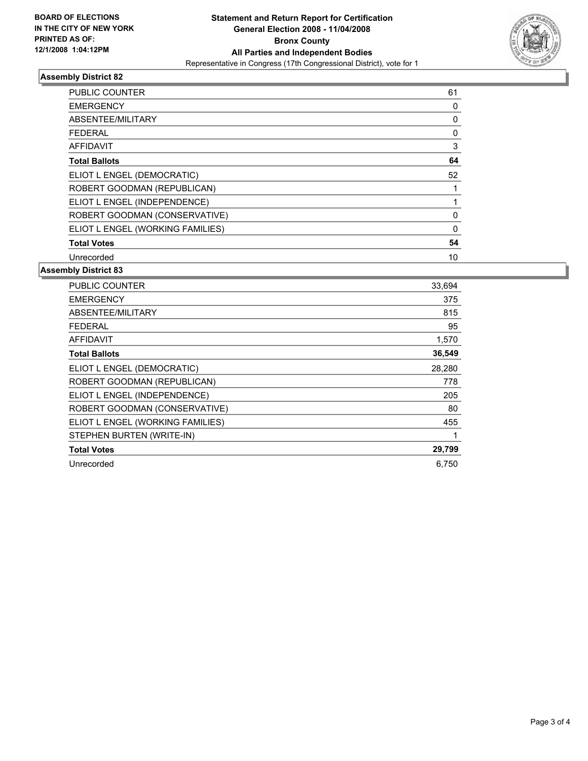**BOARD OF ELECTIONS IN THE CITY OF NEW YORK PRINTED AS OF: 12/1/2008 1:04:12PM**

**Statement and Return Report for Certification**
**General Election 2008 - 11/04/2008**
**Bronx County**
**All Parties and Independent Bodies**
Representative in Congress (17th Congressional District), vote for 1

## Assembly District 82

| | |
|---|---|
| PUBLIC COUNTER | 61 |
| EMERGENCY | 0 |
| ABSENTEE/MILITARY | 0 |
| FEDERAL | 0 |
| AFFIDAVIT | 3 |
| **Total Ballots** | **64** |
| ELIOT L ENGEL (DEMOCRATIC) | 52 |
| ROBERT GOODMAN (REPUBLICAN) | 1 |
| ELIOT L ENGEL (INDEPENDENCE) | 1 |
| ROBERT GOODMAN (CONSERVATIVE) | 0 |
| ELIOT L ENGEL (WORKING FAMILIES) | 0 |
| **Total Votes** | **54** |
| Unrecorded | 10 |

## Assembly District 83

| | |
|---|---|
| PUBLIC COUNTER | 33,694 |
| EMERGENCY | 375 |
| ABSENTEE/MILITARY | 815 |
| FEDERAL | 95 |
| AFFIDAVIT | 1,570 |
| **Total Ballots** | **36,549** |
| ELIOT L ENGEL (DEMOCRATIC) | 28,280 |
| ROBERT GOODMAN (REPUBLICAN) | 778 |
| ELIOT L ENGEL (INDEPENDENCE) | 205 |
| ROBERT GOODMAN (CONSERVATIVE) | 80 |
| ELIOT L ENGEL (WORKING FAMILIES) | 455 |
| STEPHEN BURTEN (WRITE-IN) | 1 |
| **Total Votes** | **29,799** |
| Unrecorded | 6,750 |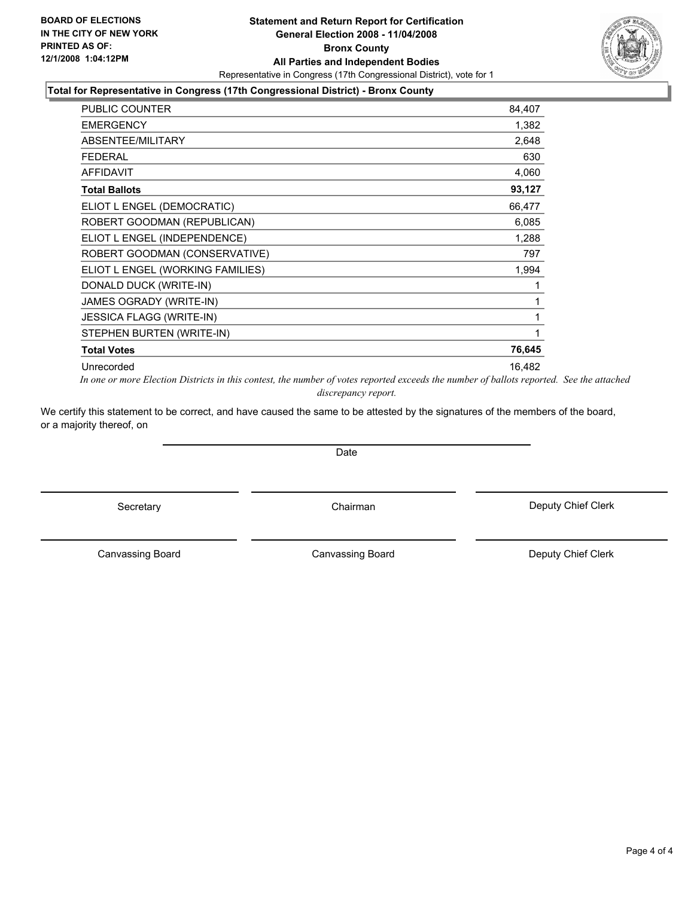**BOARD OF ELECTIONS IN THE CITY OF NEW YORK PRINTED AS OF: 12/1/2008 1:04:12PM**

# Statement and Return Report for Certification General Election 2008 - 11/04/2008 Bronx County All Parties and Independent Bodies

Representative in Congress (17th Congressional District), vote for 1

## Total for Representative in Congress (17th Congressional District) - Bronx County

| | |
|---|---|
| PUBLIC COUNTER | 84,407 |
| EMERGENCY | 1,382 |
| ABSENTEE/MILITARY | 2,648 |
| FEDERAL | 630 |
| AFFIDAVIT | 4,060 |
| **Total Ballots** | **93,127** |
| ELIOT L ENGEL (DEMOCRATIC) | 66,477 |
| ROBERT GOODMAN (REPUBLICAN) | 6,085 |
| ELIOT L ENGEL (INDEPENDENCE) | 1,288 |
| ROBERT GOODMAN (CONSERVATIVE) | 797 |
| ELIOT L ENGEL (WORKING FAMILIES) | 1,994 |
| DONALD DUCK (WRITE-IN) | 1 |
| JAMES OGRADY (WRITE-IN) | 1 |
| JESSICA FLAGG (WRITE-IN) | 1 |
| STEPHEN BURTEN (WRITE-IN) | 1 |
| **Total Votes** | **76,645** |
| Unrecorded | 16,482 |

*In one or more Election Districts in this contest, the number of votes reported exceeds the number of ballots reported. See the attached discrepancy report.*

We certify this statement to be correct, and have caused the same to be attested by the signatures of the members of the board, or a majority thereof, on

Date

Secretary

Chairman

Deputy Chief Clerk

Canvassing Board

Canvassing Board

Deputy Chief Clerk